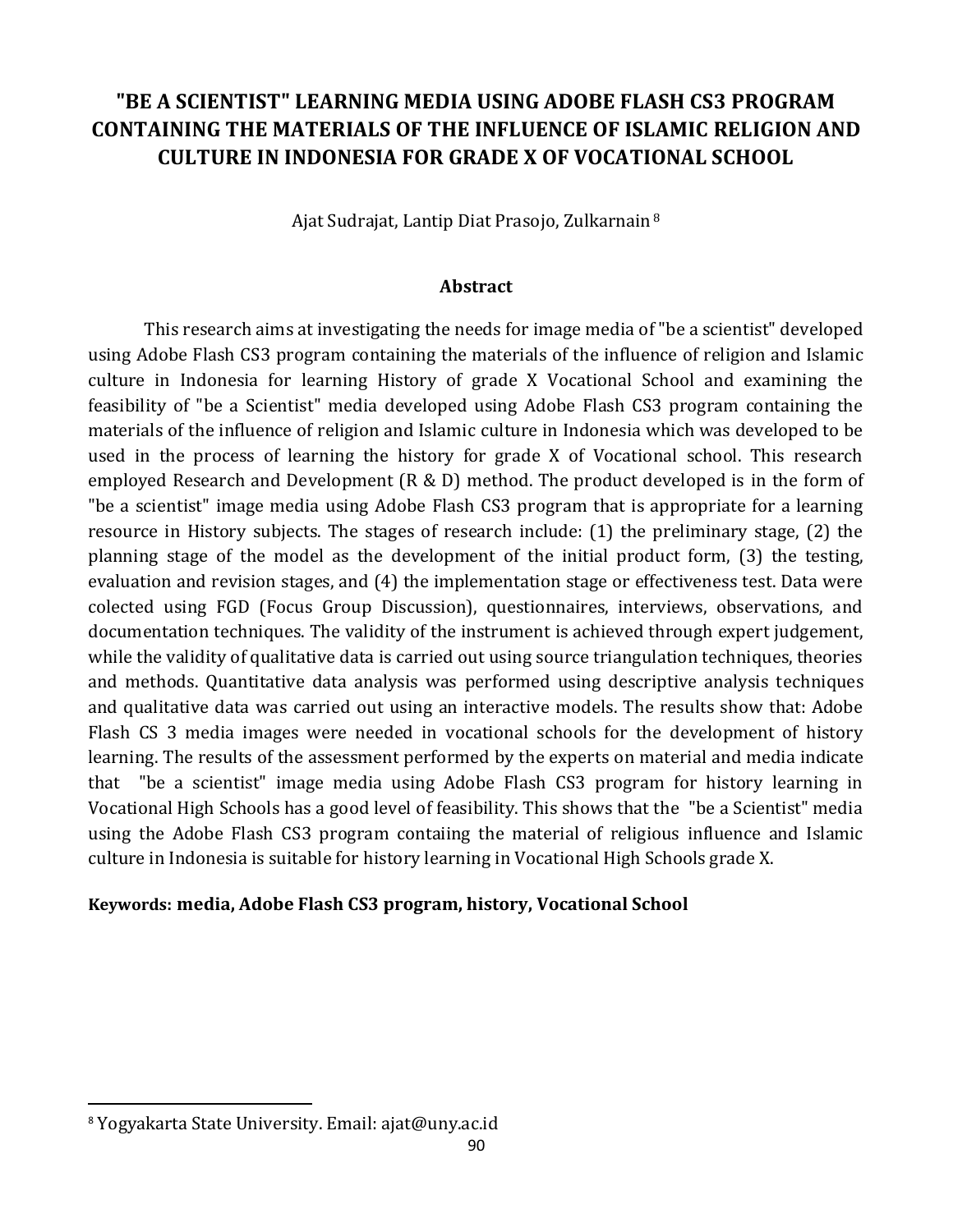# "BE A SCIENTIST" LEARNING MEDIA USING ADOBE FLASH CS3 PROGRAM CONTAINING THE MATERIALS OF THE INFLUENCE OF ISLAMIC RELIGION AND CULTURE IN INDONESIA FOR GRADE X OF VOCATIONAL SCHOOL

Ajat Sudrajat, Lantip Diat Prasojo, Zulkarnain [8]

## Abstract

This research aims at investigating the needs for image media of "be a scientist" developed using Adobe Flash CS3 program containing the materials of the influence of religion and Islamic culture in Indonesia for learning History of grade X Vocational School and examining the feasibility of "be a Scientist" media developed using Adobe Flash CS3 program containing the materials of the influence of religion and Islamic culture in Indonesia which was developed to be used in the process of learning the history for grade X of Vocational school. This research employed Research and Development (R & D) method. The product developed is in the form of "be a scientist" image media using Adobe Flash CS3 program that is appropriate for a learning resource in History subjects. The stages of research include: (1) the preliminary stage, (2) the planning stage of the model as the development of the initial product form, (3) the testing, evaluation and revision stages, and (4) the implementation stage or effectiveness test. Data were colected using FGD (Focus Group Discussion), questionnaires, interviews, observations, and documentation techniques. The validity of the instrument is achieved through expert judgement, while the validity of qualitative data is carried out using source triangulation techniques, theories and methods. Quantitative data analysis was performed using descriptive analysis techniques and qualitative data was carried out using an interactive models. The results show that: Adobe Flash CS 3 media images were needed in vocational schools for the development of history learning. The results of the assessment performed by the experts on material and media indicate that "be a scientist" image media using Adobe Flash CS3 program for history learning in Vocational High Schools has a good level of feasibility. This shows that the "be a Scientist" media using the Adobe Flash CS3 program contaiing the material of religious influence and Islamic culture in Indonesia is suitable for history learning in Vocational High Schools grade X.

**Keywords: media, Adobe Flash CS3 program, history, Vocational School**

[8] Yogyakarta State University. Email: ajat@uny.ac.id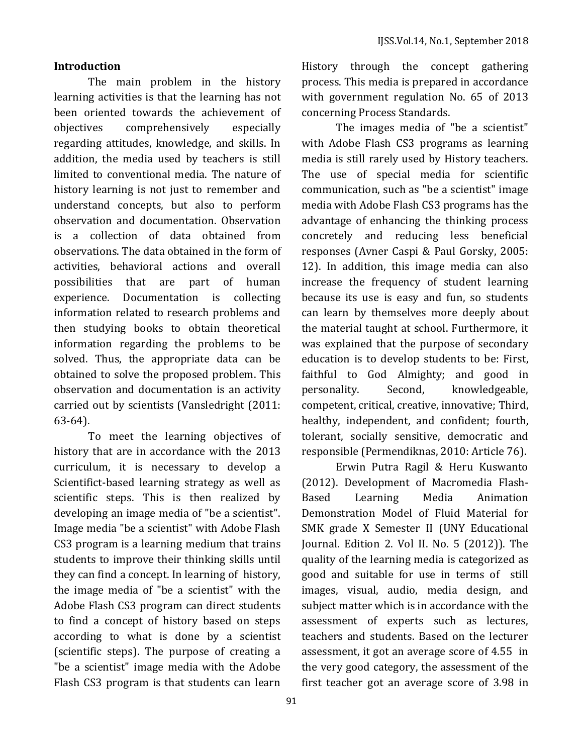## Introduction

The main problem in the history learning activities is that the learning has not been oriented towards the achievement of objectives comprehensively especially regarding attitudes, knowledge, and skills. In addition, the media used by teachers is still limited to conventional media. The nature of history learning is not just to remember and understand concepts, but also to perform observation and documentation. Observation is a collection of data obtained from observations. The data obtained in the form of activities, behavioral actions and overall possibilities that are part of human experience. Documentation is collecting information related to research problems and then studying books to obtain theoretical information regarding the problems to be solved. Thus, the appropriate data can be obtained to solve the proposed problem. This observation and documentation is an activity carried out by scientists (Vansledright (2011: 63-64).

To meet the learning objectives of history that are in accordance with the 2013 curriculum, it is necessary to develop a Scientifict-based learning strategy as well as scientific steps. This is then realized by developing an image media of "be a scientist". Image media "be a scientist" with Adobe Flash CS3 program is a learning medium that trains students to improve their thinking skills until they can find a concept. In learning of history, the image media of "be a scientist" with the Adobe Flash CS3 program can direct students to find a concept of history based on steps according to what is done by a scientist (scientific steps). The purpose of creating a "be a scientist" image media with the Adobe Flash CS3 program is that students can learn History through the concept gathering process. This media is prepared in accordance with government regulation No. 65 of 2013 concerning Process Standards.

The images media of "be a scientist" with Adobe Flash CS3 programs as learning media is still rarely used by History teachers. The use of special media for scientific communication, such as "be a scientist" image media with Adobe Flash CS3 programs has the advantage of enhancing the thinking process concretely and reducing less beneficial responses (Avner Caspi & Paul Gorsky, 2005: 12). In addition, this image media can also increase the frequency of student learning because its use is easy and fun, so students can learn by themselves more deeply about the material taught at school. Furthermore, it was explained that the purpose of secondary education is to develop students to be: First, faithful to God Almighty; and good in personality. Second, knowledgeable, competent, critical, creative, innovative; Third, healthy, independent, and confident; fourth, tolerant, socially sensitive, democratic and responsible (Permendiknas, 2010: Article 76).

Erwin Putra Ragil & Heru Kuswanto (2012). Development of Macromedia Flash-Based Learning Media Animation Demonstration Model of Fluid Material for SMK grade X Semester II (UNY Educational Journal. Edition 2. Vol II. No. 5 (2012)). The quality of the learning media is categorized as good and suitable for use in terms of still images, visual, audio, media design, and subject matter which is in accordance with the assessment of experts such as lectures, teachers and students. Based on the lecturer assessment, it got an average score of 4.55 in the very good category, the assessment of the first teacher got an average score of 3.98 in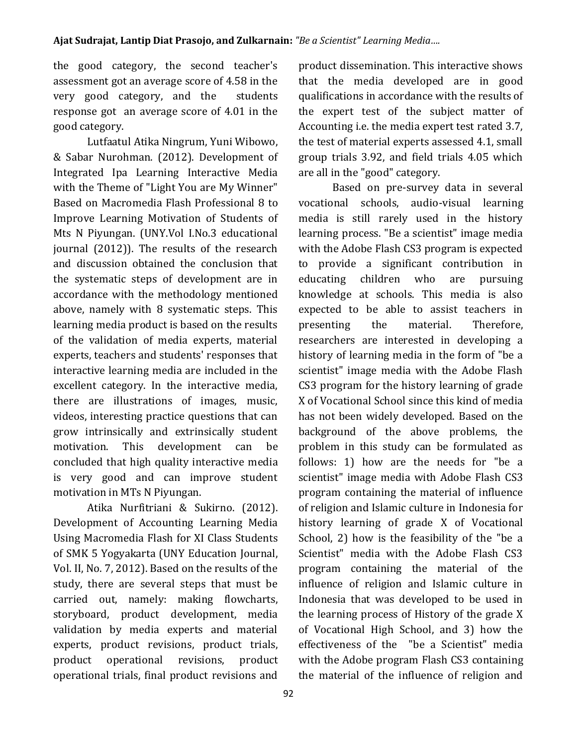the good category, the second teacher's assessment got an average score of 4.58 in the very good category, and the students response got an average score of 4.01 in the good category.

Lutfaatul Atika Ningrum, Yuni Wibowo, & Sabar Nurohman. (2012). Development of Integrated Ipa Learning Interactive Media with the Theme of "Light You are My Winner" Based on Macromedia Flash Professional 8 to Improve Learning Motivation of Students of Mts N Piyungan. (UNY.Vol I.No.3 educational journal (2012)). The results of the research and discussion obtained the conclusion that the systematic steps of development are in accordance with the methodology mentioned above, namely with 8 systematic steps. This learning media product is based on the results of the validation of media experts, material experts, teachers and students' responses that interactive learning media are included in the excellent category. In the interactive media, there are illustrations of images, music, videos, interesting practice questions that can grow intrinsically and extrinsically student motivation. This development can be concluded that high quality interactive media is very good and can improve student motivation in MTs N Piyungan.

Atika Nurfitriani & Sukirno. (2012). Development of Accounting Learning Media Using Macromedia Flash for XI Class Students of SMK 5 Yogyakarta (UNY Education Journal, Vol. II, No. 7, 2012). Based on the results of the study, there are several steps that must be carried out, namely: making flowcharts, storyboard, product development, media validation by media experts and material experts, product revisions, product trials, product operational revisions, product operational trials, final product revisions and product dissemination. This interactive shows that the media developed are in good qualifications in accordance with the results of the expert test of the subject matter of Accounting i.e. the media expert test rated 3.7, the test of material experts assessed 4.1, small group trials 3.92, and field trials 4.05 which are all in the "good" category.

Based on pre-survey data in several vocational schools, audio-visual learning media is still rarely used in the history learning process. "Be a scientist" image media with the Adobe Flash CS3 program is expected to provide a significant contribution in educating children who are pursuing knowledge at schools. This media is also expected to be able to assist teachers in presenting the material. Therefore, researchers are interested in developing a history of learning media in the form of "be a scientist" image media with the Adobe Flash CS3 program for the history learning of grade X of Vocational School since this kind of media has not been widely developed. Based on the background of the above problems, the problem in this study can be formulated as follows: 1) how are the needs for "be a scientist" image media with Adobe Flash CS3 program containing the material of influence of religion and Islamic culture in Indonesia for history learning of grade X of Vocational School, 2) how is the feasibility of the "be a Scientist" media with the Adobe Flash CS3 program containing the material of the influence of religion and Islamic culture in Indonesia that was developed to be used in the learning process of History of the grade X of Vocational High School, and 3) how the effectiveness of the "be a Scientist" media with the Adobe program Flash CS3 containing the material of the influence of religion and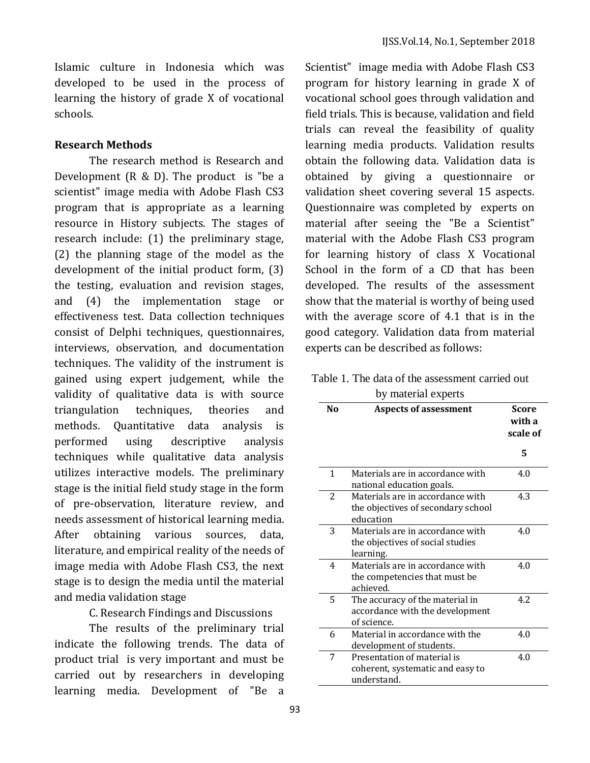Islamic culture in Indonesia which was developed to be used in the process of learning the history of grade X of vocational schools.

**Research Methods**

The research method is Research and Development (R & D). The product is "be a scientist" image media with Adobe Flash CS3 program that is appropriate as a learning resource in History subjects. The stages of research include: (1) the preliminary stage, (2) the planning stage of the model as the development of the initial product form, (3) the testing, evaluation and revision stages, and (4) the implementation stage or effectiveness test. Data collection techniques consist of Delphi techniques, questionnaires, interviews, observation, and documentation techniques. The validity of the instrument is gained using expert judgement, while the validity of qualitative data is with source triangulation techniques, theories and methods. Quantitative data analysis is performed using descriptive analysis techniques while qualitative data analysis utilizes interactive models. The preliminary stage is the initial field study stage in the form of pre-observation, literature review, and needs assessment of historical learning media. After obtaining various sources, data, literature, and empirical reality of the needs of image media with Adobe Flash CS3, the next stage is to design the media until the material and media validation stage

C. Research Findings and Discussions

The results of the preliminary trial indicate the following trends. The data of product trial is very important and must be carried out by researchers in developing learning media. Development of "Be a Scientist" image media with Adobe Flash CS3 program for history learning in grade X of vocational school goes through validation and field trials. This is because, validation and field trials can reveal the feasibility of quality learning media products. Validation results obtain the following data. Validation data is obtained by giving a questionnaire or validation sheet covering several 15 aspects. Questionnaire was completed by experts on material after seeing the "Be a Scientist" material with the Adobe Flash CS3 program for learning history of class X Vocational School in the form of a CD that has been developed. The results of the assessment show that the material is worthy of being used with the average score of 4.1 that is in the good category. Validation data from material experts can be described as follows:

Table 1. The data of the assessment carried out by material experts

| No | Aspects of assessment | Score with a scale of 5 |
|---|---|---|
| 1 | Materials are in accordance with national education goals. | 4.0 |
| 2 | Materials are in accordance with the objectives of secondary school education | 4.3 |
| 3 | Materials are in accordance with the objectives of social studies learning. | 4.0 |
| 4 | Materials are in accordance with the competencies that must be achieved. | 4.0 |
| 5 | The accuracy of the material in accordance with the development of science. | 4.2 |
| 6 | Material in accordance with the development of students. | 4.0 |
| 7 | Presentation of material is coherent, systematic and easy to understand. | 4.0 |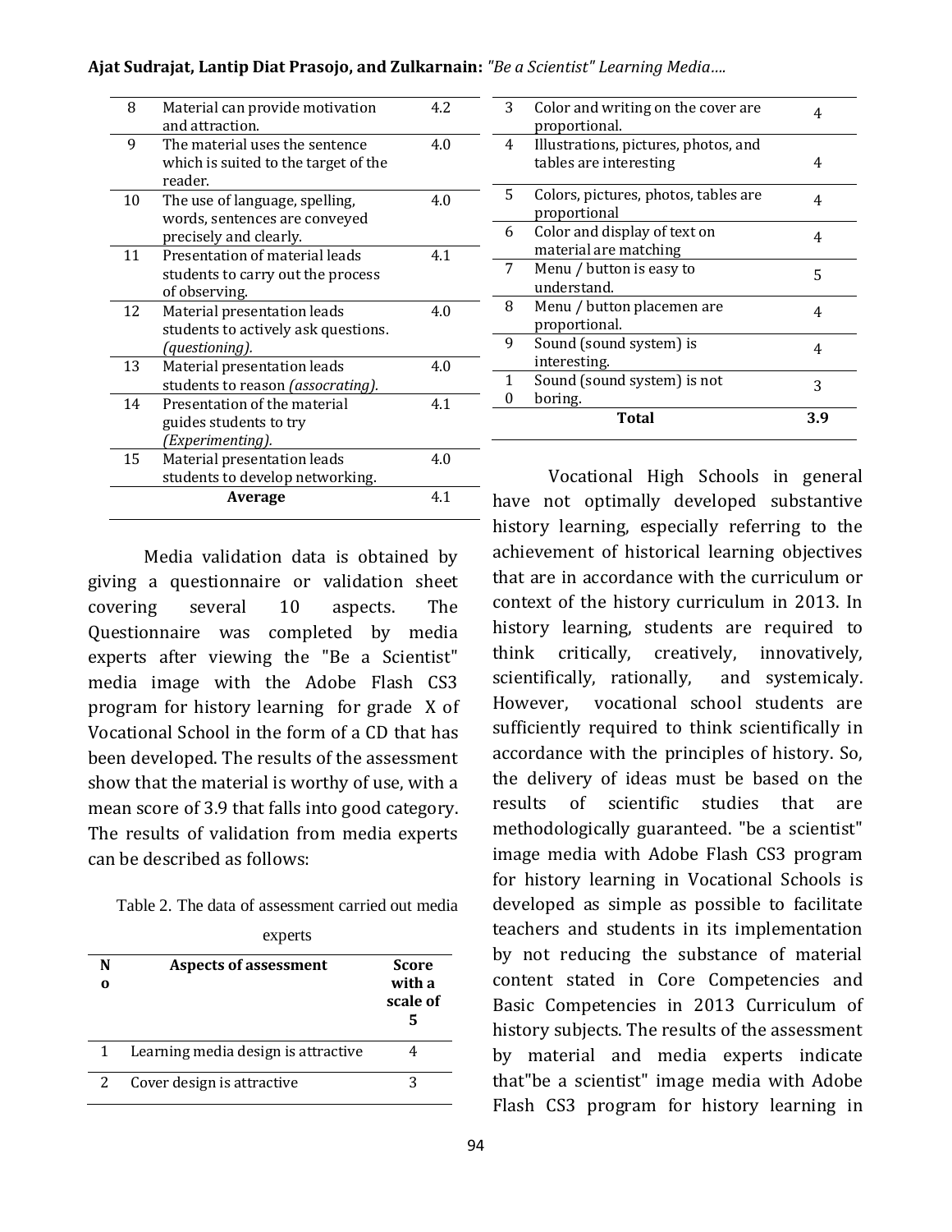| | | |
|---|---|---|
| 8 | Material can provide motivation and attraction. | 4.2 |
| 9 | The material uses the sentence which is suited to the target of the reader. | 4.0 |
| 10 | The use of language, spelling, words, sentences are conveyed precisely and clearly. | 4.0 |
| 11 | Presentation of material leads students to carry out the process of observing. | 4.1 |
| 12 | Material presentation leads students to actively ask questions. *(questioning).* | 4.0 |
| 13 | Material presentation leads students to reason *(assocrating).* | 4.0 |
| 14 | Presentation of the material guides students to try *(Experimenting).* | 4.1 |
| 15 | Material presentation leads students to develop networking. | 4.0 |
| | **Average** | 4.1 |

Media validation data is obtained by giving a questionnaire or validation sheet covering several 10 aspects. The Questionnaire was completed by media experts after viewing the "Be a Scientist" media image with the Adobe Flash CS3 program for history learning for grade X of Vocational School in the form of a CD that has been developed. The results of the assessment show that the material is worthy of use, with a mean score of 3.9 that falls into good category. The results of validation from media experts can be described as follows:

Table 2. The data of assessment carried out media experts

| No | Aspects of assessment | Score with a scale of 5 |
|---|---|---|
| 1 | Learning media design is attractive | 4 |
| 2 | Cover design is attractive | 3 |
| 3 | Color and writing on the cover are proportional. | 4 |
| 4 | Illustrations, pictures, photos, and tables are interesting | 4 |
| 5 | Colors, pictures, photos, tables are proportional | 4 |
| 6 | Color and display of text on material are matching | 4 |
| 7 | Menu / button is easy to understand. | 5 |
| 8 | Menu / button placemen are proportional. | 4 |
| 9 | Sound (sound system) is interesting. | 4 |
| 10 | Sound (sound system) is not boring. | 3 |
| | **Total** | **3.9** |

Vocational High Schools in general have not optimally developed substantive history learning, especially referring to the achievement of historical learning objectives that are in accordance with the curriculum or context of the history curriculum in 2013. In history learning, students are required to think critically, creatively, innovatively, scientifically, rationally, and systemicaly. However, vocational school students are sufficiently required to think scientifically in accordance with the principles of history. So, the delivery of ideas must be based on the results of scientific studies that are methodologically guaranteed. "be a scientist" image media with Adobe Flash CS3 program for history learning in Vocational Schools is developed as simple as possible to facilitate teachers and students in its implementation by not reducing the substance of material content stated in Core Competencies and Basic Competencies in 2013 Curriculum of history subjects. The results of the assessment by material and media experts indicate that"be a scientist" image media with Adobe Flash CS3 program for history learning in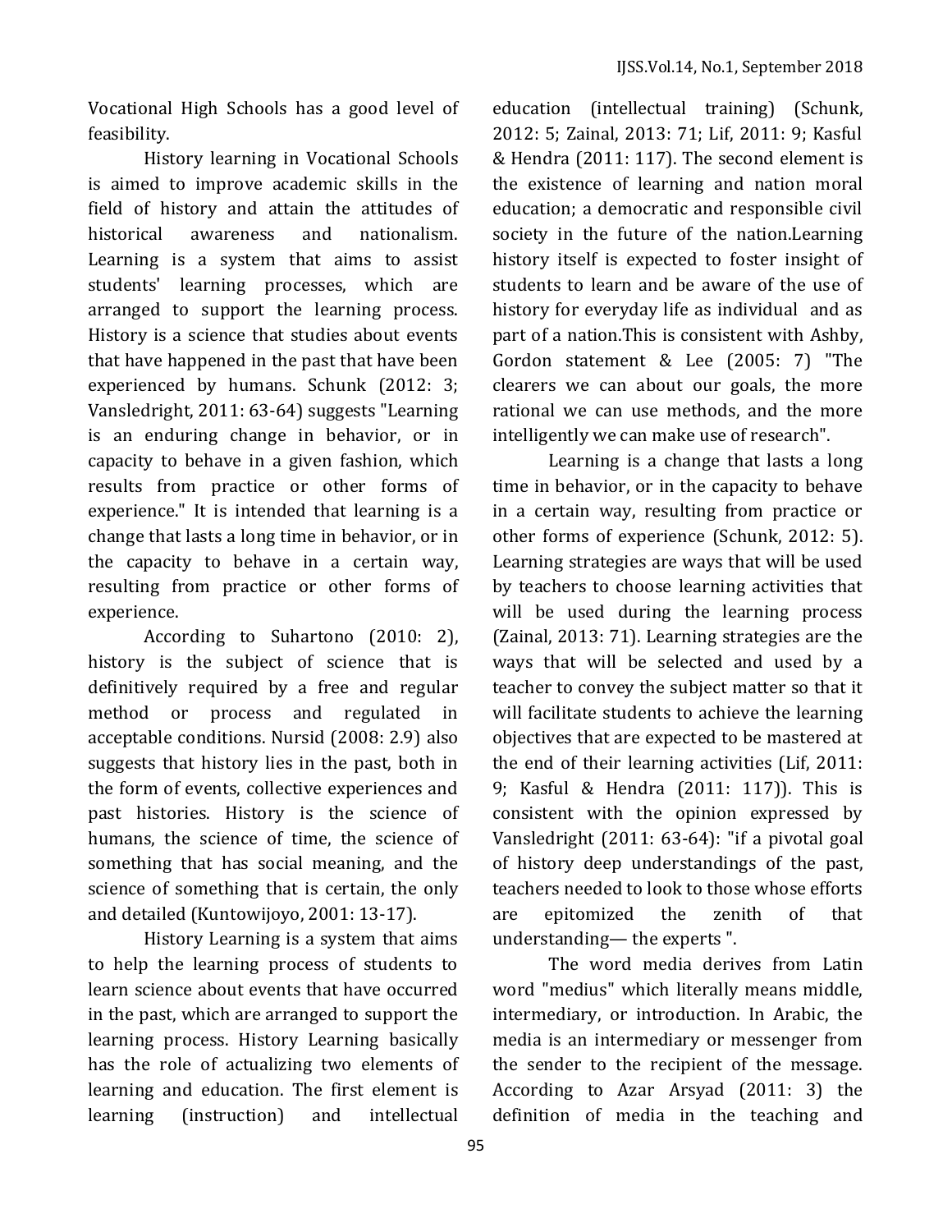Vocational High Schools has a good level of feasibility.

History learning in Vocational Schools is aimed to improve academic skills in the field of history and attain the attitudes of historical awareness and nationalism. Learning is a system that aims to assist students' learning processes, which are arranged to support the learning process. History is a science that studies about events that have happened in the past that have been experienced by humans. Schunk (2012: 3; Vansledright, 2011: 63-64) suggests "Learning is an enduring change in behavior, or in capacity to behave in a given fashion, which results from practice or other forms of experience." It is intended that learning is a change that lasts a long time in behavior, or in the capacity to behave in a certain way, resulting from practice or other forms of experience.

According to Suhartono (2010: 2), history is the subject of science that is definitively required by a free and regular method or process and regulated in acceptable conditions. Nursid (2008: 2.9) also suggests that history lies in the past, both in the form of events, collective experiences and past histories. History is the science of humans, the science of time, the science of something that has social meaning, and the science of something that is certain, the only and detailed (Kuntowijoyo, 2001: 13-17).

History Learning is a system that aims to help the learning process of students to learn science about events that have occurred in the past, which are arranged to support the learning process. History Learning basically has the role of actualizing two elements of learning and education. The first element is learning (instruction) and intellectual education (intellectual training) (Schunk, 2012: 5; Zainal, 2013: 71; Lif, 2011: 9; Kasful & Hendra (2011: 117). The second element is the existence of learning and nation moral education; a democratic and responsible civil society in the future of the nation.Learning history itself is expected to foster insight of students to learn and be aware of the use of history for everyday life as individual and as part of a nation.This is consistent with Ashby, Gordon statement & Lee (2005: 7) "The clearers we can about our goals, the more rational we can use methods, and the more intelligently we can make use of research".

Learning is a change that lasts a long time in behavior, or in the capacity to behave in a certain way, resulting from practice or other forms of experience (Schunk, 2012: 5). Learning strategies are ways that will be used by teachers to choose learning activities that will be used during the learning process (Zainal, 2013: 71). Learning strategies are the ways that will be selected and used by a teacher to convey the subject matter so that it will facilitate students to achieve the learning objectives that are expected to be mastered at the end of their learning activities (Lif, 2011: 9; Kasful & Hendra (2011: 117)). This is consistent with the opinion expressed by Vansledright (2011: 63-64): "if a pivotal goal of history deep understandings of the past, teachers needed to look to those whose efforts are epitomized the zenith of that understanding— the experts ".

The word media derives from Latin word "medius" which literally means middle, intermediary, or introduction. In Arabic, the media is an intermediary or messenger from the sender to the recipient of the message. According to Azar Arsyad (2011: 3) the definition of media in the teaching and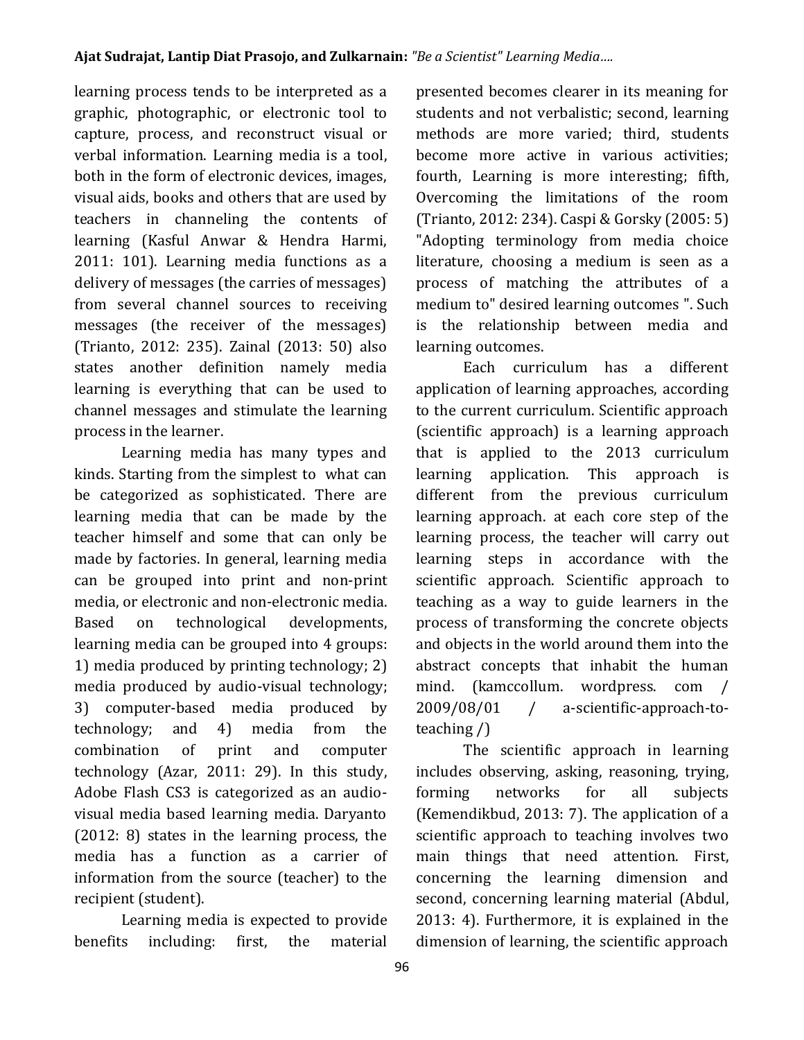learning process tends to be interpreted as a graphic, photographic, or electronic tool to capture, process, and reconstruct visual or verbal information. Learning media is a tool, both in the form of electronic devices, images, visual aids, books and others that are used by teachers in channeling the contents of learning (Kasful Anwar & Hendra Harmi, 2011: 101). Learning media functions as a delivery of messages (the carries of messages) from several channel sources to receiving messages (the receiver of the messages) (Trianto, 2012: 235). Zainal (2013: 50) also states another definition namely media learning is everything that can be used to channel messages and stimulate the learning process in the learner.

Learning media has many types and kinds. Starting from the simplest to what can be categorized as sophisticated. There are learning media that can be made by the teacher himself and some that can only be made by factories. In general, learning media can be grouped into print and non-print media, or electronic and non-electronic media. Based on technological developments, learning media can be grouped into 4 groups: 1) media produced by printing technology; 2) media produced by audio-visual technology; 3) computer-based media produced by technology; and 4) media from the combination of print and computer technology (Azar, 2011: 29). In this study, Adobe Flash CS3 is categorized as an audio-visual media based learning media. Daryanto (2012: 8) states in the learning process, the media has a function as a carrier of information from the source (teacher) to the recipient (student).

Learning media is expected to provide benefits including: first, the material presented becomes clearer in its meaning for students and not verbalistic; second, learning methods are more varied; third, students become more active in various activities; fourth, Learning is more interesting; fifth, Overcoming the limitations of the room (Trianto, 2012: 234). Caspi & Gorsky (2005: 5) "Adopting terminology from media choice literature, choosing a medium is seen as a process of matching the attributes of a medium to" desired learning outcomes ". Such is the relationship between media and learning outcomes.

Each curriculum has a different application of learning approaches, according to the current curriculum. Scientific approach (scientific approach) is a learning approach that is applied to the 2013 curriculum learning application. This approach is different from the previous curriculum learning approach. at each core step of the learning process, the teacher will carry out learning steps in accordance with the scientific approach. Scientific approach to teaching as a way to guide learners in the process of transforming the concrete objects and objects in the world around them into the abstract concepts that inhabit the human mind. (kamccollum. wordpress. com / 2009/08/01 / a-scientific-approach-to-teaching /)

The scientific approach in learning includes observing, asking, reasoning, trying, forming networks for all subjects (Kemendikbud, 2013: 7). The application of a scientific approach to teaching involves two main things that need attention. First, concerning the learning dimension and second, concerning learning material (Abdul, 2013: 4). Furthermore, it is explained in the dimension of learning, the scientific approach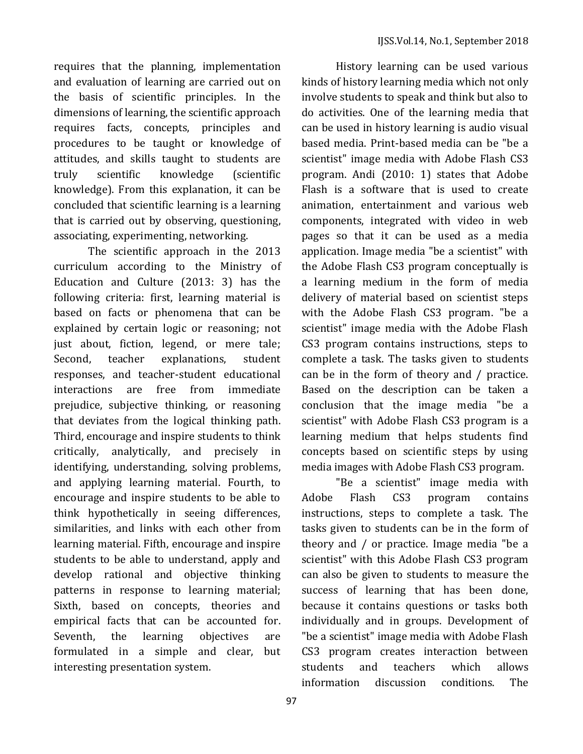requires that the planning, implementation and evaluation of learning are carried out on the basis of scientific principles. In the dimensions of learning, the scientific approach requires facts, concepts, principles and procedures to be taught or knowledge of attitudes, and skills taught to students are truly scientific knowledge (scientific knowledge). From this explanation, it can be concluded that scientific learning is a learning that is carried out by observing, questioning, associating, experimenting, networking.

The scientific approach in the 2013 curriculum according to the Ministry of Education and Culture (2013: 3) has the following criteria: first, learning material is based on facts or phenomena that can be explained by certain logic or reasoning; not just about, fiction, legend, or mere tale; Second, teacher explanations, student responses, and teacher-student educational interactions are free from immediate prejudice, subjective thinking, or reasoning that deviates from the logical thinking path. Third, encourage and inspire students to think critically, analytically, and precisely in identifying, understanding, solving problems, and applying learning material. Fourth, to encourage and inspire students to be able to think hypothetically in seeing differences, similarities, and links with each other from learning material. Fifth, encourage and inspire students to be able to understand, apply and develop rational and objective thinking patterns in response to learning material; Sixth, based on concepts, theories and empirical facts that can be accounted for. Seventh, the learning objectives are formulated in a simple and clear, but interesting presentation system.

History learning can be used various kinds of history learning media which not only involve students to speak and think but also to do activities. One of the learning media that can be used in history learning is audio visual based media. Print-based media can be "be a scientist" image media with Adobe Flash CS3 program. Andi (2010: 1) states that Adobe Flash is a software that is used to create animation, entertainment and various web components, integrated with video in web pages so that it can be used as a media application. Image media "be a scientist" with the Adobe Flash CS3 program conceptually is a learning medium in the form of media delivery of material based on scientist steps with the Adobe Flash CS3 program. "be a scientist" image media with the Adobe Flash CS3 program contains instructions, steps to complete a task. The tasks given to students can be in the form of theory and / practice. Based on the description can be taken a conclusion that the image media "be a scientist" with Adobe Flash CS3 program is a learning medium that helps students find concepts based on scientific steps by using media images with Adobe Flash CS3 program.

"Be a scientist" image media with Adobe Flash CS3 program contains instructions, steps to complete a task. The tasks given to students can be in the form of theory and / or practice. Image media "be a scientist" with this Adobe Flash CS3 program can also be given to students to measure the success of learning that has been done, because it contains questions or tasks both individually and in groups. Development of "be a scientist" image media with Adobe Flash CS3 program creates interaction between students and teachers which allows information discussion conditions. The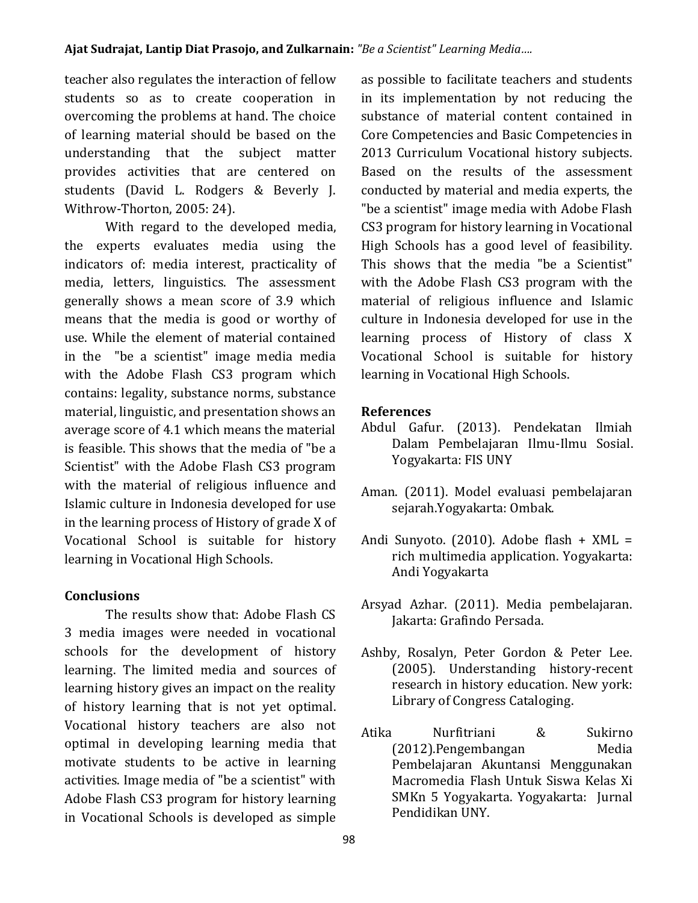teacher also regulates the interaction of fellow students so as to create cooperation in overcoming the problems at hand. The choice of learning material should be based on the understanding that the subject matter provides activities that are centered on students (David L. Rodgers & Beverly J. Withrow-Thorton, 2005: 24).

With regard to the developed media, the experts evaluates media using the indicators of: media interest, practicality of media, letters, linguistics. The assessment generally shows a mean score of 3.9 which means that the media is good or worthy of use. While the element of material contained in the "be a scientist" image media media with the Adobe Flash CS3 program which contains: legality, substance norms, substance material, linguistic, and presentation shows an average score of 4.1 which means the material is feasible. This shows that the media of "be a Scientist" with the Adobe Flash CS3 program with the material of religious influence and Islamic culture in Indonesia developed for use in the learning process of History of grade X of Vocational School is suitable for history learning in Vocational High Schools.

## Conclusions

The results show that: Adobe Flash CS 3 media images were needed in vocational schools for the development of history learning. The limited media and sources of learning history gives an impact on the reality of history learning that is not yet optimal. Vocational history teachers are also not optimal in developing learning media that motivate students to be active in learning activities. Image media of "be a scientist" with Adobe Flash CS3 program for history learning in Vocational Schools is developed as simple as possible to facilitate teachers and students in its implementation by not reducing the substance of material content contained in Core Competencies and Basic Competencies in 2013 Curriculum Vocational history subjects. Based on the results of the assessment conducted by material and media experts, the "be a scientist" image media with Adobe Flash CS3 program for history learning in Vocational High Schools has a good level of feasibility. This shows that the media "be a Scientist" with the Adobe Flash CS3 program with the material of religious influence and Islamic culture in Indonesia developed for use in the learning process of History of class X Vocational School is suitable for history learning in Vocational High Schools.

## References

Abdul Gafur. (2013). Pendekatan Ilmiah Dalam Pembelajaran Ilmu-Ilmu Sosial. Yogyakarta: FIS UNY

Aman. (2011). Model evaluasi pembelajaran sejarah.Yogyakarta: Ombak.

Andi Sunyoto. (2010). Adobe flash + XML = rich multimedia application. Yogyakarta: Andi Yogyakarta

Arsyad Azhar. (2011). Media pembelajaran. Jakarta: Grafindo Persada.

Ashby, Rosalyn, Peter Gordon & Peter Lee. (2005). Understanding history-recent research in history education. New york: Library of Congress Cataloging.

Atika Nurfitriani & Sukirno (2012).Pengembangan Media Pembelajaran Akuntansi Menggunakan Macromedia Flash Untuk Siswa Kelas Xi SMKn 5 Yogyakarta. Yogyakarta: Jurnal Pendidikan UNY.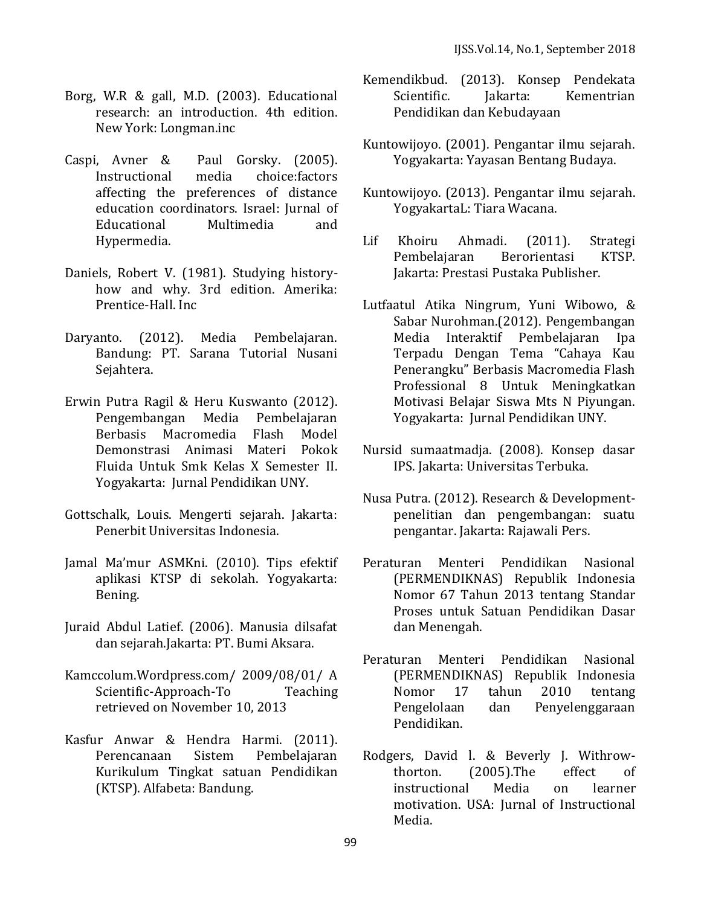Borg, W.R & gall, M.D. (2003). Educational research: an introduction. 4th edition. New York: Longman.inc

Caspi, Avner & Paul Gorsky. (2005). Instructional media choice:factors affecting the preferences of distance education coordinators. Israel: Jurnal of Educational Multimedia and Hypermedia.

Daniels, Robert V. (1981). Studying history-how and why. 3rd edition. Amerika: Prentice-Hall. Inc

Daryanto. (2012). Media Pembelajaran. Bandung: PT. Sarana Tutorial Nusani Sejahtera.

Erwin Putra Ragil & Heru Kuswanto (2012). Pengembangan Media Pembelajaran Berbasis Macromedia Flash Model Demonstrasi Animasi Materi Pokok Fluida Untuk Smk Kelas X Semester II. Yogyakarta: Jurnal Pendidikan UNY.

Gottschalk, Louis. Mengerti sejarah. Jakarta: Penerbit Universitas Indonesia.

Jamal Ma'mur ASMKni. (2010). Tips efektif aplikasi KTSP di sekolah. Yogyakarta: Bening.

Juraid Abdul Latief. (2006). Manusia dilsafat dan sejarah.Jakarta: PT. Bumi Aksara.

Kamccolum.Wordpress.com/ 2009/08/01/ A Scientific-Approach-To Teaching retrieved on November 10, 2013

Kasfur Anwar & Hendra Harmi. (2011). Perencanaan Sistem Pembelajaran Kurikulum Tingkat satuan Pendidikan (KTSP). Alfabeta: Bandung.

Kemendikbud. (2013). Konsep Pendekata Scientific. Jakarta: Kementrian Pendidikan dan Kebudayaan

Kuntowijoyo. (2001). Pengantar ilmu sejarah. Yogyakarta: Yayasan Bentang Budaya.

Kuntowijoyo. (2013). Pengantar ilmu sejarah. YogyakartaL: Tiara Wacana.

Lif Khoiru Ahmadi. (2011). Strategi Pembelajaran Berorientasi KTSP. Jakarta: Prestasi Pustaka Publisher.

Lutfaatul Atika Ningrum, Yuni Wibowo, & Sabar Nurohman.(2012). Pengembangan Media Interaktif Pembelajaran Ipa Terpadu Dengan Tema "Cahaya Kau Penerangku" Berbasis Macromedia Flash Professional 8 Untuk Meningkatkan Motivasi Belajar Siswa Mts N Piyungan. Yogyakarta: Jurnal Pendidikan UNY.

Nursid sumaatmadja. (2008). Konsep dasar IPS. Jakarta: Universitas Terbuka.

Nusa Putra. (2012). Research & Development-penelitian dan pengembangan: suatu pengantar. Jakarta: Rajawali Pers.

Peraturan Menteri Pendidikan Nasional (PERMENDIKNAS) Republik Indonesia Nomor 67 Tahun 2013 tentang Standar Proses untuk Satuan Pendidikan Dasar dan Menengah.

Peraturan Menteri Pendidikan Nasional (PERMENDIKNAS) Republik Indonesia Nomor 17 tahun 2010 tentang Pengelolaan dan Penyelenggaraan Pendidikan.

Rodgers, David l. & Beverly J. Withrow-thorton. (2005).The effect of instructional Media on learner motivation. USA: Jurnal of Instructional Media.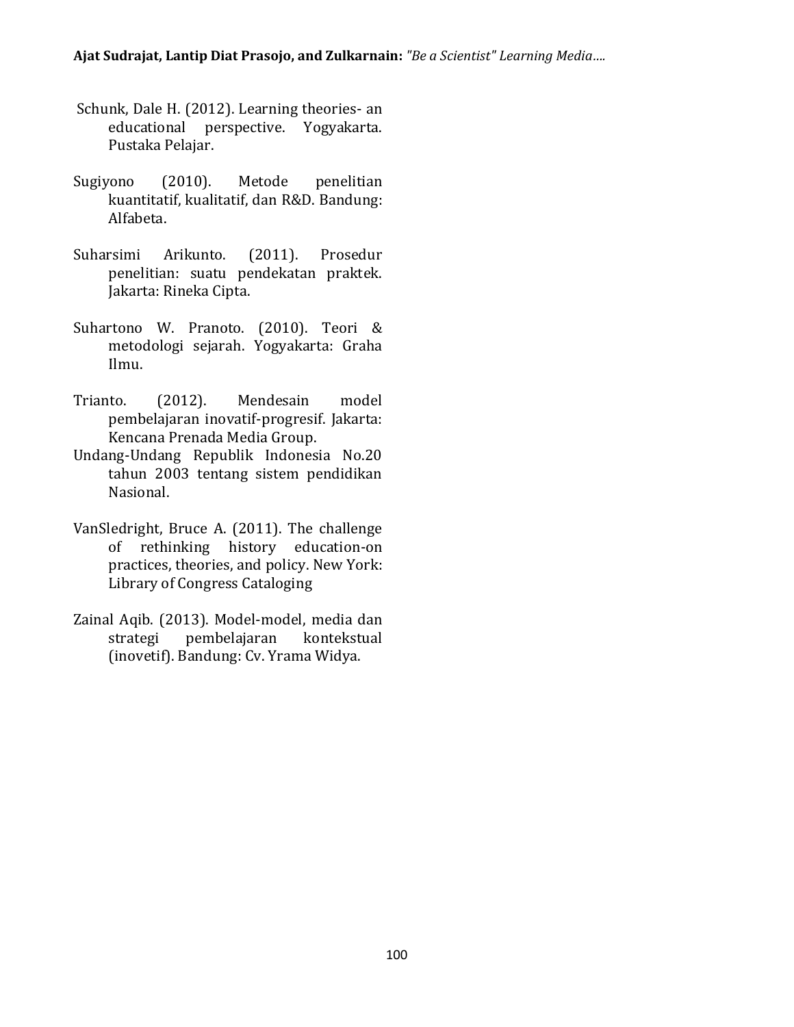Schunk, Dale H. (2012). Learning theories- an educational perspective. Yogyakarta. Pustaka Pelajar.

Sugiyono (2010). Metode penelitian kuantitatif, kualitatif, dan R&D. Bandung: Alfabeta.

Suharsimi Arikunto. (2011). Prosedur penelitian: suatu pendekatan praktek. Jakarta: Rineka Cipta.

Suhartono W. Pranoto. (2010). Teori & metodologi sejarah. Yogyakarta: Graha Ilmu.

Trianto. (2012). Mendesain model pembelajaran inovatif-progresif. Jakarta: Kencana Prenada Media Group.

Undang-Undang Republik Indonesia No.20 tahun 2003 tentang sistem pendidikan Nasional.

VanSledright, Bruce A. (2011). The challenge of rethinking history education-on practices, theories, and policy. New York: Library of Congress Cataloging

Zainal Aqib. (2013). Model-model, media dan strategi pembelajaran kontekstual (inovetif). Bandung: Cv. Yrama Widya.